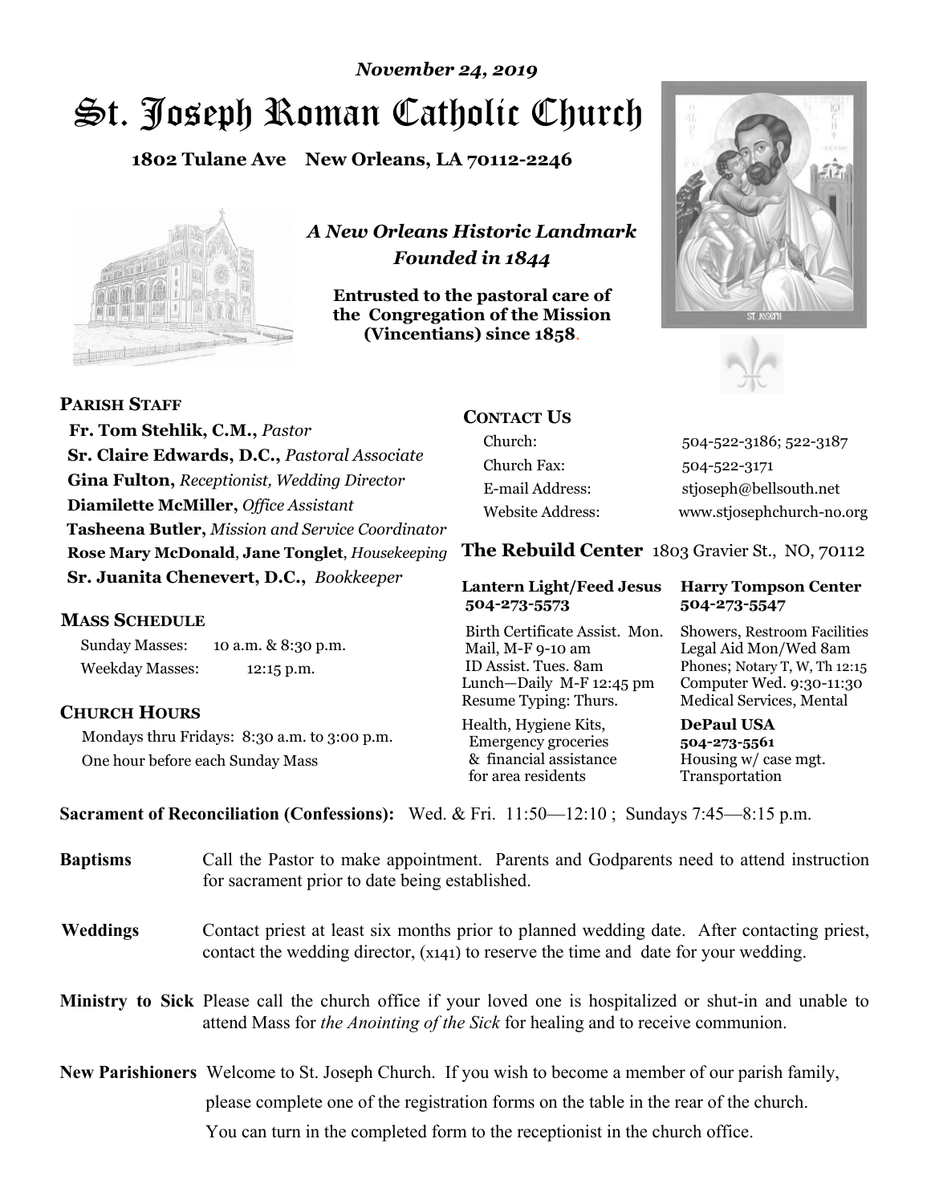*November 24, 2019*

# St. Joseph Roman Catholic Church

**1802 Tulane Ave New Orleans, LA 70112-2246**

*A New Orleans Historic Landmark*
*Founded in 1844*

**Entrusted to the pastoral care of the Congregation of the Mission (Vincentians) since 1858.**

## PARISH STAFF

**Fr. Tom Stehlik, C.M.,** *Pastor*
**Sr. Claire Edwards, D.C.,** *Pastoral Associate*
**Gina Fulton,** *Receptionist, Wedding Director*
**Diamilette McMiller,** *Office Assistant*
**Tasheena Butler,** *Mission and Service Coordinator*
**Rose Mary McDonald**, **Jane Tonglet**, *Housekeeping*
**Sr. Juanita Chenevert, D.C.,** *Bookkeeper*

## MASS SCHEDULE

Sunday Masses: 10 a.m. & 8:30 p.m.
Weekday Masses: 12:15 p.m.

## CHURCH HOURS

Mondays thru Fridays: 8:30 a.m. to 3:00 p.m.
One hour before each Sunday Mass

## CONTACT US

| | |
|---|---|
| Church: | 504-522-3186; 522-3187 |
| Church Fax: | 504-522-3171 |
| E-mail Address: | stjoseph@bellsouth.net |
| Website Address: | www.stjosephchurch-no.org |

## The Rebuild Center 1803 Gravier St., NO, 70112

| **Lantern Light/Feed Jesus 504-273-5573** | **Harry Tompson Center 504-273-5547** |
|---|---|
| Birth Certificate Assist. Mon. Mail, M-F 9-10 am ID Assist. Tues. 8am Lunch—Daily M-F 12:45 pm Resume Typing: Thurs. | Showers, Restroom Facilities Legal Aid Mon/Wed 8am Phones; Notary T, W, Th 12:15 Computer Wed. 9:30-11:30 Medical Services, Mental |
| Health, Hygiene Kits, Emergency groceries & financial assistance for area residents | **DePaul USA 504-273-5561** Housing w/ case mgt. Transportation |

**Sacrament of Reconciliation (Confessions):** Wed. & Fri. 11:50—12:10 ; Sundays 7:45—8:15 p.m.

**Baptisms** Call the Pastor to make appointment. Parents and Godparents need to attend instruction for sacrament prior to date being established.

**Weddings** Contact priest at least six months prior to planned wedding date. After contacting priest, contact the wedding director, (x141) to reserve the time and date for your wedding.

**Ministry to Sick** Please call the church office if your loved one is hospitalized or shut-in and unable to attend Mass for *the Anointing of the Sick* for healing and to receive communion.

**New Parishioners** Welcome to St. Joseph Church. If you wish to become a member of our parish family, please complete one of the registration forms on the table in the rear of the church. You can turn in the completed form to the receptionist in the church office.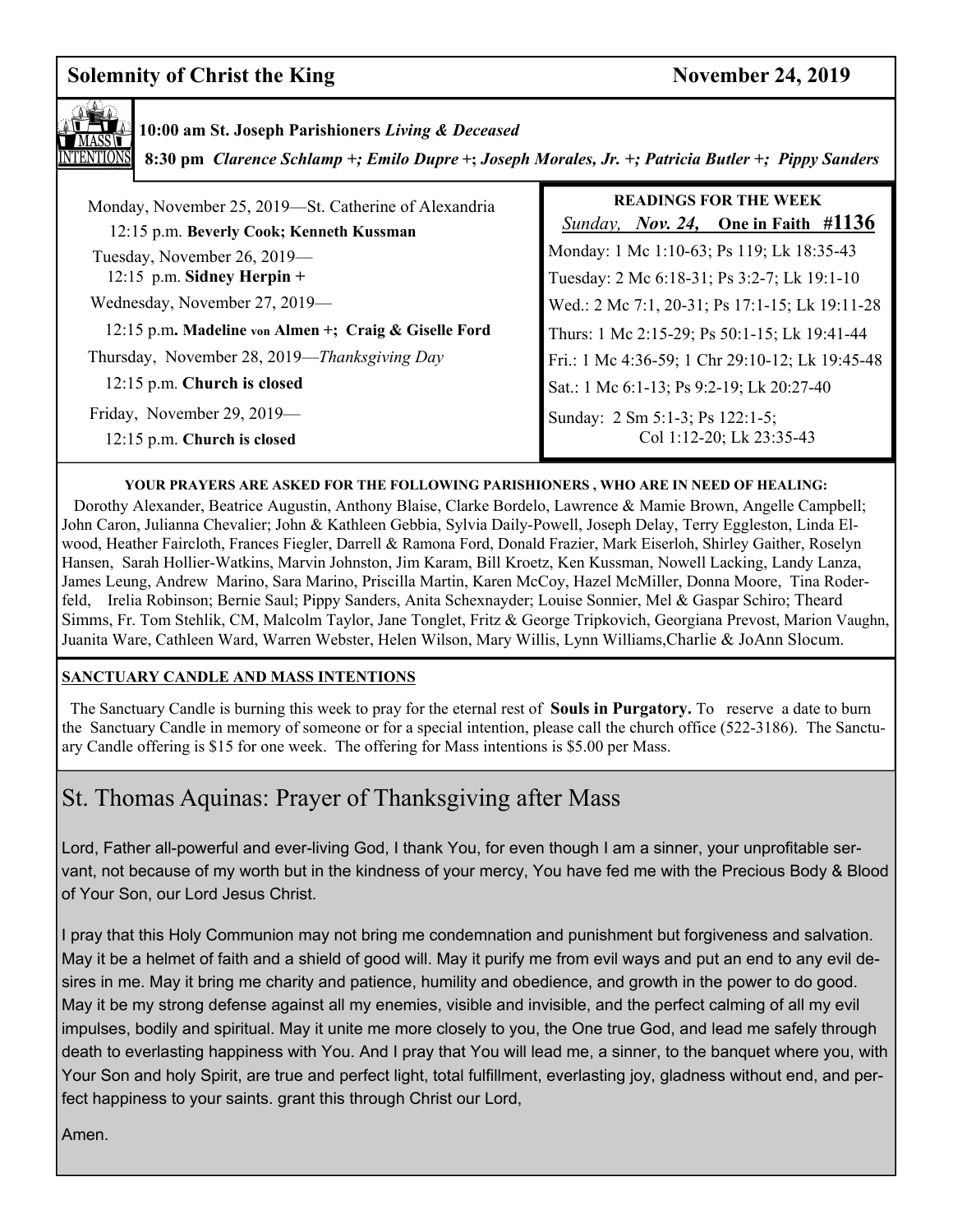**Solemnity of Christ the King** **November 24, 2019**

**MASS INTENTIONS**

**10:00 am St. Joseph Parishioners *Living & Deceased***

**8:30 pm** ***Clarence Schlamp +; Emilo Dupre +; Joseph Morales, Jr. +; Patricia Butler +; Pippy Sanders***

Monday, November 25, 2019—St. Catherine of Alexandria
12:15 p.m. **Beverly Cook; Kenneth Kussman**

Tuesday, November 26, 2019—
12:15 p.m. **Sidney Herpin +**

Wednesday, November 27, 2019—
12:15 p.m**. Madeline von Almen +; Craig & Giselle Ford**

Thursday, November 28, 2019—*Thanksgiving Day*
12:15 p.m. **Church is closed**

Friday, November 29, 2019—
12:15 p.m. **Church is closed**

**READINGS FOR THE WEEK**

*Sunday, Nov. 24,* **One in Faith #1136**

Monday: 1 Mc 1:10-63; Ps 119; Lk 18:35-43

Tuesday: 2 Mc 6:18-31; Ps 3:2-7; Lk 19:1-10

Wed.: 2 Mc 7:1, 20-31; Ps 17:1-15; Lk 19:11-28

Thurs: 1 Mc 2:15-29; Ps 50:1-15; Lk 19:41-44

Fri.: 1 Mc 4:36-59; 1 Chr 29:10-12; Lk 19:45-48

Sat.: 1 Mc 6:1-13; Ps 9:2-19; Lk 20:27-40

Sunday: 2 Sm 5:1-3; Ps 122:1-5; Col 1:12-20; Lk 23:35-43

**YOUR PRAYERS ARE ASKED FOR THE FOLLOWING PARISHIONERS , WHO ARE IN NEED OF HEALING:**

Dorothy Alexander, Beatrice Augustin, Anthony Blaise, Clarke Bordelo, Lawrence & Mamie Brown, Angelle Campbell; John Caron, Julianna Chevalier; John & Kathleen Gebbia, Sylvia Daily-Powell, Joseph Delay, Terry Eggleston, Linda Elwood, Heather Faircloth, Frances Fiegler, Darrell & Ramona Ford, Donald Frazier, Mark Eiserloh, Shirley Gaither, Roselyn Hansen, Sarah Hollier-Watkins, Marvin Johnston, Jim Karam, Bill Kroetz, Ken Kussman, Nowell Lacking, Landy Lanza, James Leung, Andrew Marino, Sara Marino, Priscilla Martin, Karen McCoy, Hazel McMiller, Donna Moore, Tina Roderfeld, Irelia Robinson; Bernie Saul; Pippy Sanders, Anita Schexnayder; Louise Sonnier, Mel & Gaspar Schiro; Theard Simms, Fr. Tom Stehlik, CM, Malcolm Taylor, Jane Tonglet, Fritz & George Tripkovich, Georgiana Prevost, Marion Vaughn, Juanita Ware, Cathleen Ward, Warren Webster, Helen Wilson, Mary Willis, Lynn Williams,Charlie & JoAnn Slocum.

**SANCTUARY CANDLE AND MASS INTENTIONS**

The Sanctuary Candle is burning this week to pray for the eternal rest of **Souls in Purgatory.** To reserve a date to burn the Sanctuary Candle in memory of someone or for a special intention, please call the church office (522-3186). The Sanctuary Candle offering is $15 for one week. The offering for Mass intentions is $5.00 per Mass.

## St. Thomas Aquinas: Prayer of Thanksgiving after Mass

Lord, Father all-powerful and ever-living God, I thank You, for even though I am a sinner, your unprofitable servant, not because of my worth but in the kindness of your mercy, You have fed me with the Precious Body & Blood of Your Son, our Lord Jesus Christ.

I pray that this Holy Communion may not bring me condemnation and punishment but forgiveness and salvation. May it be a helmet of faith and a shield of good will. May it purify me from evil ways and put an end to any evil desires in me. May it bring me charity and patience, humility and obedience, and growth in the power to do good. May it be my strong defense against all my enemies, visible and invisible, and the perfect calming of all my evil impulses, bodily and spiritual. May it unite me more closely to you, the One true God, and lead me safely through death to everlasting happiness with You. And I pray that You will lead me, a sinner, to the banquet where you, with Your Son and holy Spirit, are true and perfect light, total fulfillment, everlasting joy, gladness without end, and perfect happiness to your saints. grant this through Christ our Lord,

Amen.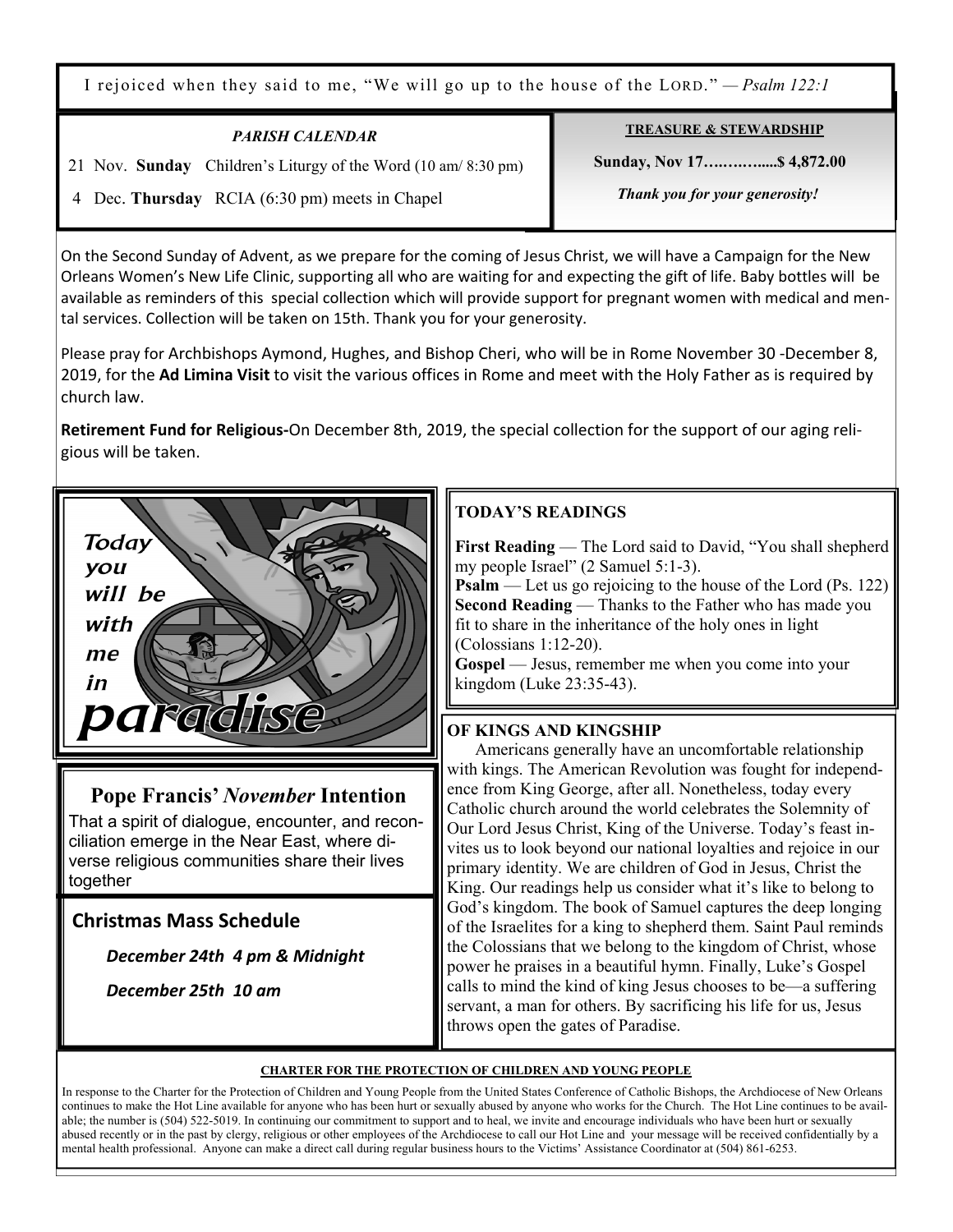I rejoiced when they said to me, "We will go up to the house of the LORD." — *Psalm 122:1*

### *PARISH CALENDAR*

21 Nov. **Sunday** Children's Liturgy of the Word (10 am/ 8:30 pm)

4 Dec. **Thursday** RCIA (6:30 pm) meets in Chapel

### TREASURE & STEWARDSHIP

**Sunday, Nov 17…..……......$ 4,872.00**

***Thank you for your generosity!***

On the Second Sunday of Advent, as we prepare for the coming of Jesus Christ, we will have a Campaign for the New Orleans Women's New Life Clinic, supporting all who are waiting for and expecting the gift of life. Baby bottles will be available as reminders of this special collection which will provide support for pregnant women with medical and mental services. Collection will be taken on 15th. Thank you for your generosity.

Please pray for Archbishops Aymond, Hughes, and Bishop Cheri, who will be in Rome November 30 -December 8, 2019, for the **Ad Limina Visit** to visit the various offices in Rome and meet with the Holy Father as is required by church law.

**Retirement Fund for Religious-**On December 8th, 2019, the special collection for the support of our aging religious will be taken.

Today you will be with me in paradise

## Pope Francis' *November* Intention

That a spirit of dialogue, encounter, and reconciliation emerge in the Near East, where diverse religious communities share their lives together

## Christmas Mass Schedule

***December 24th 4 pm & Midnight***

***December 25th 10 am***

### TODAY'S READINGS

**First Reading** — The Lord said to David, "You shall shepherd my people Israel" (2 Samuel 5:1-3).
**Psalm** — Let us go rejoicing to the house of the Lord (Ps. 122)
**Second Reading** — Thanks to the Father who has made you fit to share in the inheritance of the holy ones in light (Colossians 1:12-20).
**Gospel** — Jesus, remember me when you come into your kingdom (Luke 23:35-43).

### OF KINGS AND KINGSHIP

Americans generally have an uncomfortable relationship with kings. The American Revolution was fought for independence from King George, after all. Nonetheless, today every Catholic church around the world celebrates the Solemnity of Our Lord Jesus Christ, King of the Universe. Today's feast invites us to look beyond our national loyalties and rejoice in our primary identity. We are children of God in Jesus, Christ the King. Our readings help us consider what it's like to belong to God's kingdom. The book of Samuel captures the deep longing of the Israelites for a king to shepherd them. Saint Paul reminds the Colossians that we belong to the kingdom of Christ, whose power he praises in a beautiful hymn. Finally, Luke's Gospel calls to mind the kind of king Jesus chooses to be—a suffering servant, a man for others. By sacrificing his life for us, Jesus throws open the gates of Paradise.

### CHARTER FOR THE PROTECTION OF CHILDREN AND YOUNG PEOPLE

In response to the Charter for the Protection of Children and Young People from the United States Conference of Catholic Bishops, the Archdiocese of New Orleans continues to make the Hot Line available for anyone who has been hurt or sexually abused by anyone who works for the Church. The Hot Line continues to be available; the number is (504) 522-5019. In continuing our commitment to support and to heal, we invite and encourage individuals who have been hurt or sexually abused recently or in the past by clergy, religious or other employees of the Archdiocese to call our Hot Line and your message will be received confidentially by a mental health professional. Anyone can make a direct call during regular business hours to the Victims' Assistance Coordinator at (504) 861-6253.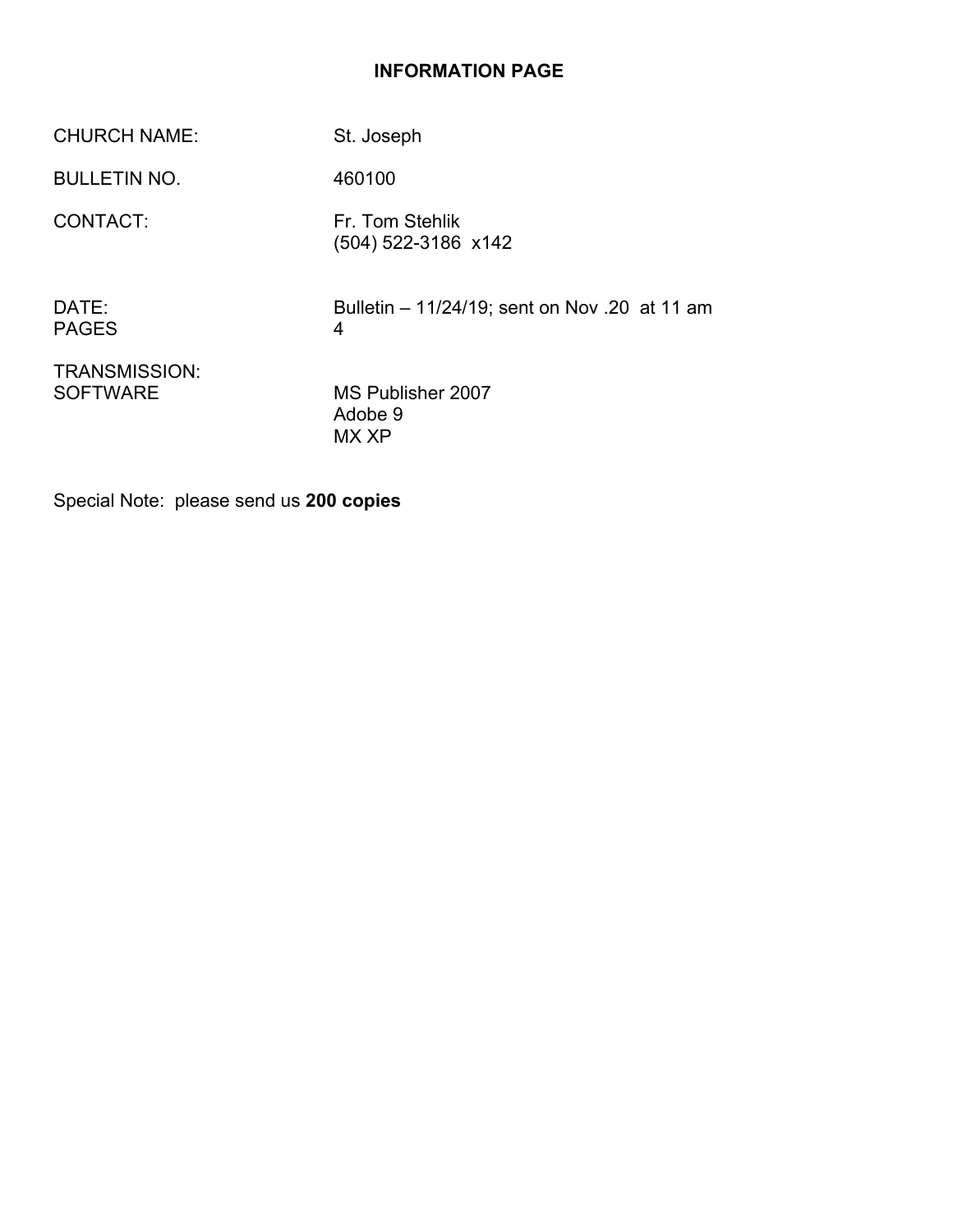## INFORMATION PAGE

| | |
|---|---|
| CHURCH NAME: | St. Joseph |
| BULLETIN NO. | 460100 |
| CONTACT: | Fr. Tom Stehlik<br>(504) 522-3186 x142 |
| DATE: | Bulletin – 11/24/19; sent on Nov .20 at 11 am |
| PAGES | 4 |
| TRANSMISSION:<br>SOFTWARE | MS Publisher 2007<br>Adobe 9<br>MX XP |

Special Note: please send us **200 copies**